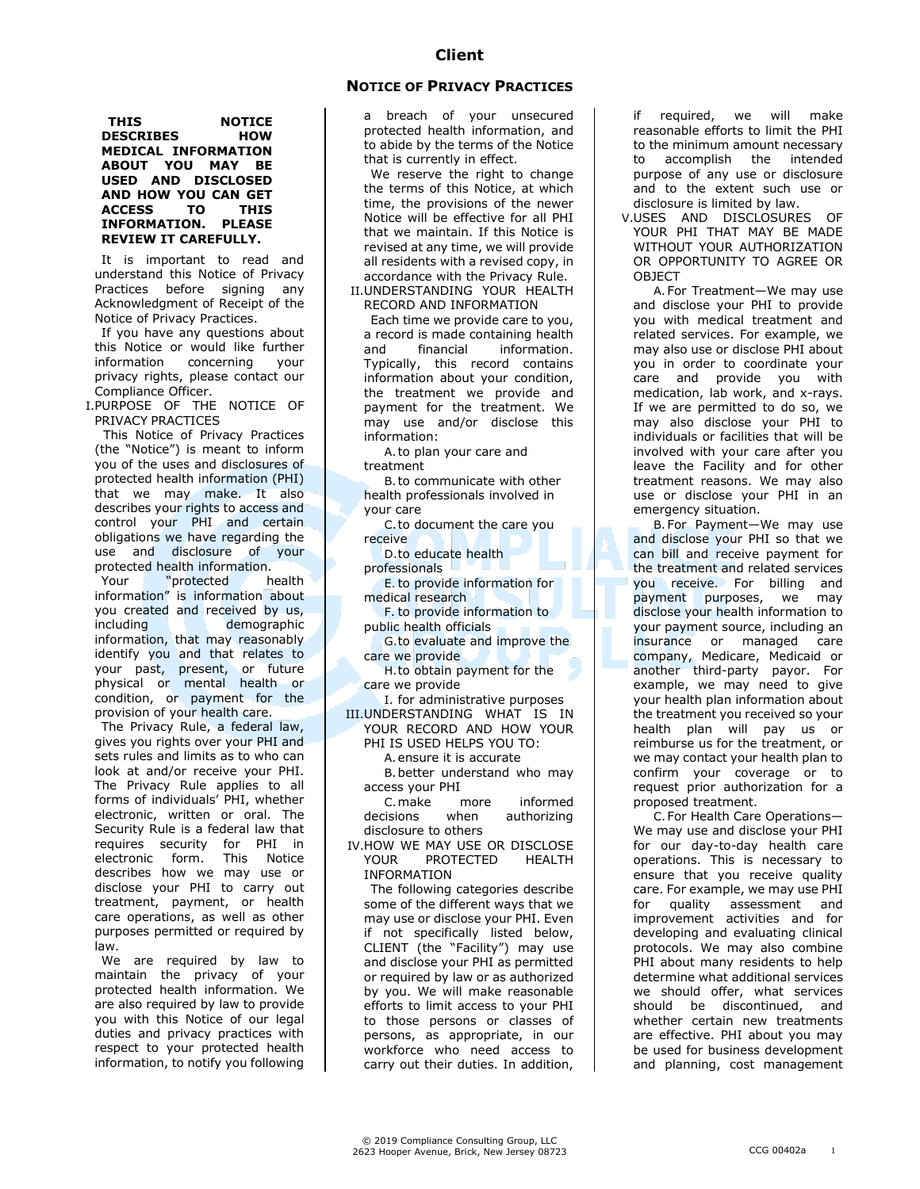# Client

## NOTICE OF PRIVACY PRACTICES

**THIS NOTICE DESCRIBES HOW MEDICAL INFORMATION ABOUT YOU MAY BE USED AND DISCLOSED AND HOW YOU CAN GET ACCESS TO THIS INFORMATION. PLEASE REVIEW IT CAREFULLY.**

It is important to read and understand this Notice of Privacy Practices before signing any Acknowledgment of Receipt of the Notice of Privacy Practices.

If you have any questions about this Notice or would like further information concerning your privacy rights, please contact our Compliance Officer.

I. PURPOSE OF THE NOTICE OF PRIVACY PRACTICES

This Notice of Privacy Practices (the "Notice") is meant to inform you of the uses and disclosures of protected health information (PHI) that we may make. It also describes your rights to access and control your PHI and certain obligations we have regarding the use and disclosure of your protected health information.

Your "protected health information" is information about you created and received by us, including demographic information, that may reasonably identify you and that relates to your past, present, or future physical or mental health or condition, or payment for the provision of your health care.

The Privacy Rule, a federal law, gives you rights over your PHI and sets rules and limits as to who can look at and/or receive your PHI. The Privacy Rule applies to all forms of individuals' PHI, whether electronic, written or oral. The Security Rule is a federal law that requires security for PHI in electronic form. This Notice describes how we may use or disclose your PHI to carry out treatment, payment, or health care operations, as well as other purposes permitted or required by law.

We are required by law to maintain the privacy of your protected health information. We are also required by law to provide you with this Notice of our legal duties and privacy practices with respect to your protected health information, to notify you following a breach of your unsecured protected health information, and to abide by the terms of the Notice that is currently in effect.

We reserve the right to change the terms of this Notice, at which time, the provisions of the newer Notice will be effective for all PHI that we maintain. If this Notice is revised at any time, we will provide all residents with a revised copy, in accordance with the Privacy Rule.

II. UNDERSTANDING YOUR HEALTH RECORD AND INFORMATION

Each time we provide care to you, a record is made containing health and financial information. Typically, this record contains information about your condition, the treatment we provide and payment for the treatment. We may use and/or disclose this information:

A. to plan your care and treatment
B. to communicate with other health professionals involved in your care
C. to document the care you receive
D. to educate health professionals
E. to provide information for medical research
F. to provide information to public health officials
G. to evaluate and improve the care we provide
H. to obtain payment for the care we provide
I. for administrative purposes

III. UNDERSTANDING WHAT IS IN YOUR RECORD AND HOW YOUR PHI IS USED HELPS YOU TO:

A. ensure it is accurate
B. better understand who may access your PHI
C. make more informed decisions when authorizing disclosure to others

IV. HOW WE MAY USE OR DISCLOSE YOUR PROTECTED HEALTH INFORMATION

The following categories describe some of the different ways that we may use or disclose your PHI. Even if not specifically listed below, CLIENT (the "Facility") may use and disclose your PHI as permitted or required by law or as authorized by you. We will make reasonable efforts to limit access to your PHI to those persons or classes of persons, as appropriate, in our workforce who need access to carry out their duties. In addition, if required, we will make reasonable efforts to limit the PHI to the minimum amount necessary to accomplish the intended purpose of any use or disclosure and to the extent such use or disclosure is limited by law.

V. USES AND DISCLOSURES OF YOUR PHI THAT MAY BE MADE WITHOUT YOUR AUTHORIZATION OR OPPORTUNITY TO AGREE OR OBJECT

A. For Treatment—We may use and disclose your PHI to provide you with medical treatment and related services. For example, we may also use or disclose PHI about you in order to coordinate your care and provide you with medication, lab work, and x-rays. If we are permitted to do so, we may also disclose your PHI to individuals or facilities that will be involved with your care after you leave the Facility and for other treatment reasons. We may also use or disclose your PHI in an emergency situation.

B. For Payment—We may use and disclose your PHI so that we can bill and receive payment for the treatment and related services you receive. For billing and payment purposes, we may disclose your health information to your payment source, including an insurance or managed care company, Medicare, Medicaid or another third-party payor. For example, we may need to give your health plan information about the treatment you received so your health plan will pay us or reimburse us for the treatment, or we may contact your health plan to confirm your coverage or to request prior authorization for a proposed treatment.

C. For Health Care Operations—We may use and disclose your PHI for our day-to-day health care operations. This is necessary to ensure that you receive quality care. For example, we may use PHI for quality assessment and improvement activities and for developing and evaluating clinical protocols. We may also combine PHI about many residents to help determine what additional services we should offer, what services should be discontinued, and whether certain new treatments are effective. PHI about you may be used for business development and planning, cost management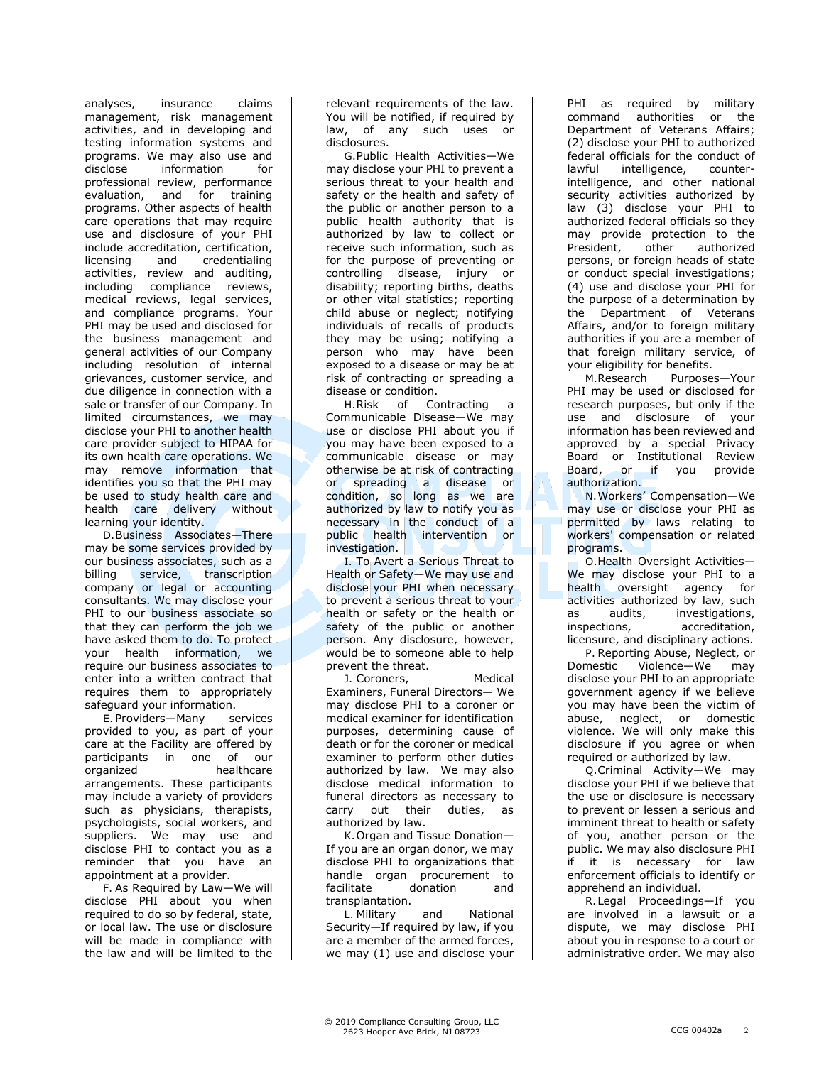analyses, insurance claims management, risk management activities, and in developing and testing information systems and programs. We may also use and disclose information for professional review, performance evaluation, and for training programs. Other aspects of health care operations that may require use and disclosure of your PHI include accreditation, certification, licensing and credentialing activities, review and auditing, including compliance reviews, medical reviews, legal services, and compliance programs. Your PHI may be used and disclosed for the business management and general activities of our Company including resolution of internal grievances, customer service, and due diligence in connection with a sale or transfer of our Company. In limited circumstances, we may disclose your PHI to another health care provider subject to HIPAA for its own health care operations. We may remove information that identifies you so that the PHI may be used to study health care and health care delivery without learning your identity.

D. Business Associates—There may be some services provided by our business associates, such as a billing service, transcription company or legal or accounting consultants. We may disclose your PHI to our business associate so that they can perform the job we have asked them to do. To protect your health information, we require our business associates to enter into a written contract that requires them to appropriately safeguard your information.

E. Providers—Many services provided to you, as part of your care at the Facility are offered by participants in one of our organized healthcare arrangements. These participants may include a variety of providers such as physicians, therapists, psychologists, social workers, and suppliers. We may use and disclose PHI to contact you as a reminder that you have an appointment at a provider.

F. As Required by Law—We will disclose PHI about you when required to do so by federal, state, or local law. The use or disclosure will be made in compliance with the law and will be limited to the relevant requirements of the law. You will be notified, if required by law, of any such uses or disclosures.

G. Public Health Activities—We may disclose your PHI to prevent a serious threat to your health and safety or the health and safety of the public or another person to a public health authority that is authorized by law to collect or receive such information, such as for the purpose of preventing or controlling disease, injury or disability; reporting births, deaths or other vital statistics; reporting child abuse or neglect; notifying individuals of recalls of products they may be using; notifying a person who may have been exposed to a disease or may be at risk of contracting or spreading a disease or condition.

H. Risk of Contracting a Communicable Disease—We may use or disclose PHI about you if you may have been exposed to a communicable disease or may otherwise be at risk of contracting or spreading a disease or condition, so long as we are authorized by law to notify you as necessary in the conduct of a public health intervention or investigation.

I. To Avert a Serious Threat to Health or Safety—We may use and disclose your PHI when necessary to prevent a serious threat to your health or safety or the health or safety of the public or another person. Any disclosure, however, would be to someone able to help prevent the threat.

J. Coroners, Medical Examiners, Funeral Directors— We may disclose PHI to a coroner or medical examiner for identification purposes, determining cause of death or for the coroner or medical examiner to perform other duties authorized by law. We may also disclose medical information to funeral directors as necessary to carry out their duties, as authorized by law.

K. Organ and Tissue Donation—If you are an organ donor, we may disclose PHI to organizations that handle organ procurement to facilitate donation and transplantation.

L. Military and National Security—If required by law, if you are a member of the armed forces, we may (1) use and disclose your PHI as required by military command authorities or the Department of Veterans Affairs; (2) disclose your PHI to authorized federal officials for the conduct of lawful intelligence, counter-intelligence, and other national security activities authorized by law (3) disclose your PHI to authorized federal officials so they may provide protection to the President, other authorized persons, or foreign heads of state or conduct special investigations; (4) use and disclose your PHI for the purpose of a determination by the Department of Veterans Affairs, and/or to foreign military authorities if you are a member of that foreign military service, of your eligibility for benefits.

M. Research Purposes—Your PHI may be used or disclosed for research purposes, but only if the use and disclosure of your information has been reviewed and approved by a special Privacy Board or Institutional Review Board, or if you provide authorization.

N. Workers' Compensation—We may use or disclose your PHI as permitted by laws relating to workers' compensation or related programs.

O. Health Oversight Activities—We may disclose your PHI to a health oversight agency for activities authorized by law, such as audits, investigations, inspections, accreditation, licensure, and disciplinary actions.

P. Reporting Abuse, Neglect, or Domestic Violence—We may disclose your PHI to an appropriate government agency if we believe you may have been the victim of abuse, neglect, or domestic violence. We will only make this disclosure if you agree or when required or authorized by law.

Q. Criminal Activity—We may disclose your PHI if we believe that the use or disclosure is necessary to prevent or lessen a serious and imminent threat to health or safety of you, another person or the public. We may also disclosure PHI if it is necessary for law enforcement officials to identify or apprehend an individual.

R. Legal Proceedings—If you are involved in a lawsuit or a dispute, we may disclose PHI about you in response to a court or administrative order. We may also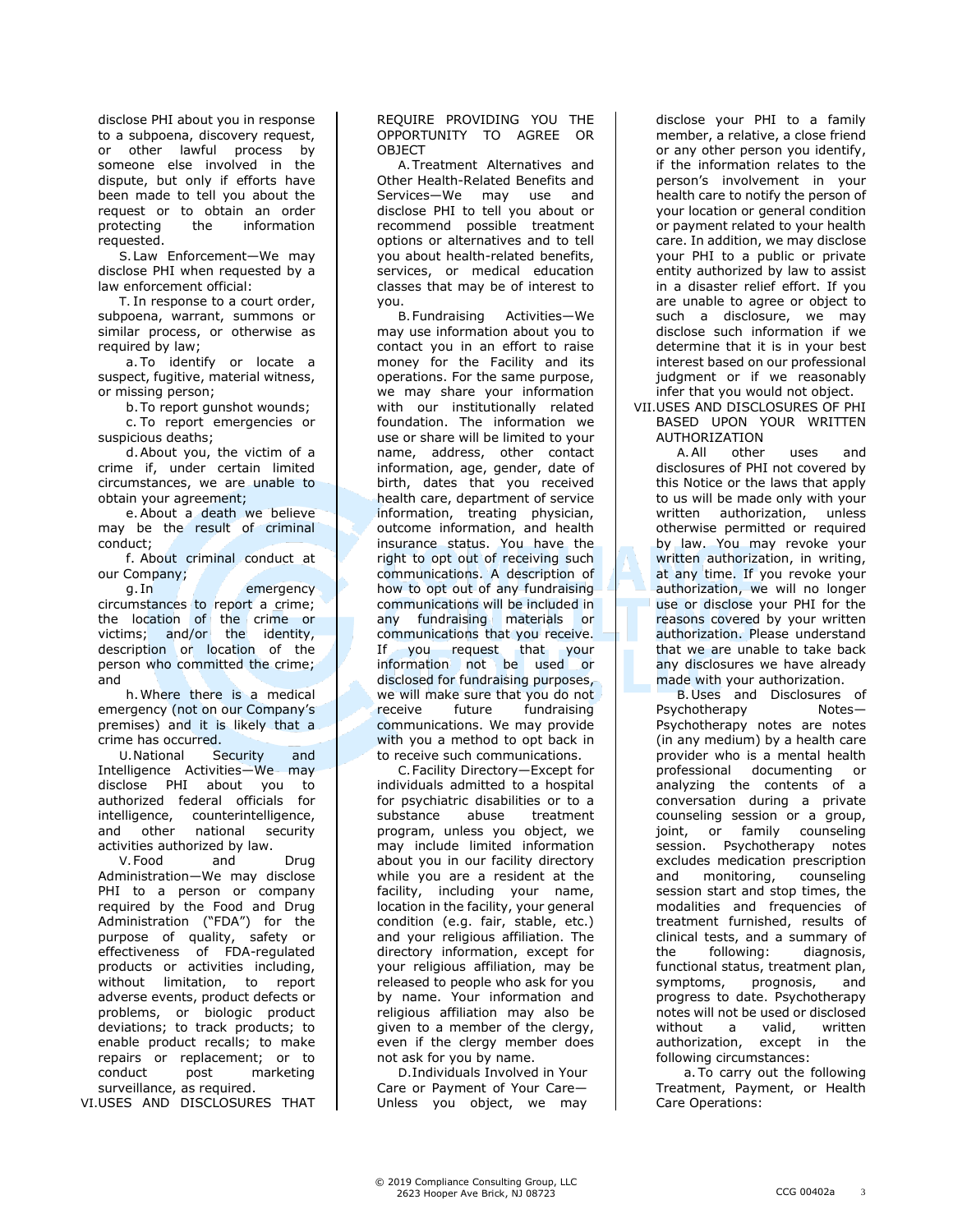disclose PHI about you in response to a subpoena, discovery request, or other lawful process by someone else involved in the dispute, but only if efforts have been made to tell you about the request or to obtain an order protecting the information requested.

S. Law Enforcement—We may disclose PHI when requested by a law enforcement official:

T. In response to a court order, subpoena, warrant, summons or similar process, or otherwise as required by law;

a. To identify or locate a suspect, fugitive, material witness, or missing person;

b. To report gunshot wounds;

c. To report emergencies or suspicious deaths;

d. About you, the victim of a crime if, under certain limited circumstances, we are unable to obtain your agreement;

e. About a death we believe may be the result of criminal conduct;

f. About criminal conduct at our Company;

g. In emergency circumstances to report a crime; the location of the crime or victims; and/or the identity, description or location of the person who committed the crime; and

h. Where there is a medical emergency (not on our Company's premises) and it is likely that a crime has occurred.

U. National Security and Intelligence Activities—We may disclose PHI about you to authorized federal officials for intelligence, counterintelligence, and other national security activities authorized by law.

V. Food and Drug Administration—We may disclose PHI to a person or company required by the Food and Drug Administration ("FDA") for the purpose of quality, safety or effectiveness of FDA-regulated products or activities including, without limitation, to report adverse events, product defects or problems, or biologic product deviations; to track products; to enable product recalls; to make repairs or replacement; or to conduct post marketing surveillance, as required.

VI. USES AND DISCLOSURES THAT REQUIRE PROVIDING YOU THE OPPORTUNITY TO AGREE OR OBJECT

A. Treatment Alternatives and Other Health-Related Benefits and Services—We may use and disclose PHI to tell you about or recommend possible treatment options or alternatives and to tell you about health-related benefits, services, or medical education classes that may be of interest to you.

B. Fundraising Activities—We may use information about you to contact you in an effort to raise money for the Facility and its operations. For the same purpose, we may share your information with our institutionally related foundation. The information we use or share will be limited to your name, address, other contact information, age, gender, date of birth, dates that you received health care, department of service information, treating physician, outcome information, and health insurance status. You have the right to opt out of receiving such communications. A description of how to opt out of any fundraising communications will be included in any fundraising materials or communications that you receive. If you request that your information not be used or disclosed for fundraising purposes, we will make sure that you do not receive future fundraising communications. We may provide with you a method to opt back in to receive such communications.

C. Facility Directory—Except for individuals admitted to a hospital for psychiatric disabilities or to a substance abuse treatment program, unless you object, we may include limited information about you in our facility directory while you are a resident at the facility, including your name, location in the facility, your general condition (e.g. fair, stable, etc.) and your religious affiliation. The directory information, except for your religious affiliation, may be released to people who ask for you by name. Your information and religious affiliation may also be given to a member of the clergy, even if the clergy member does not ask for you by name.

D. Individuals Involved in Your Care or Payment of Your Care—Unless you object, we may disclose your PHI to a family member, a relative, a close friend or any other person you identify, if the information relates to the person's involvement in your health care to notify the person of your location or general condition or payment related to your health care. In addition, we may disclose your PHI to a public or private entity authorized by law to assist in a disaster relief effort. If you are unable to agree or object to such a disclosure, we may disclose such information if we determine that it is in your best interest based on our professional judgment or if we reasonably infer that you would not object.

VII. USES AND DISCLOSURES OF PHI BASED UPON YOUR WRITTEN AUTHORIZATION

A. All other uses and disclosures of PHI not covered by this Notice or the laws that apply to us will be made only with your written authorization, unless otherwise permitted or required by law. You may revoke your written authorization, in writing, at any time. If you revoke your authorization, we will no longer use or disclose your PHI for the reasons covered by your written authorization. Please understand that we are unable to take back any disclosures we have already made with your authorization.

B. Uses and Disclosures of Psychotherapy Notes—Psychotherapy notes are notes (in any medium) by a health care provider who is a mental health professional documenting or analyzing the contents of a conversation during a private counseling session or a group, joint, or family counseling session. Psychotherapy notes excludes medication prescription and monitoring, counseling session start and stop times, the modalities and frequencies of treatment furnished, results of clinical tests, and a summary of the following: diagnosis, functional status, treatment plan, symptoms, prognosis, and progress to date. Psychotherapy notes will not be used or disclosed without a valid, written authorization, except in the following circumstances:

a. To carry out the following Treatment, Payment, or Health Care Operations: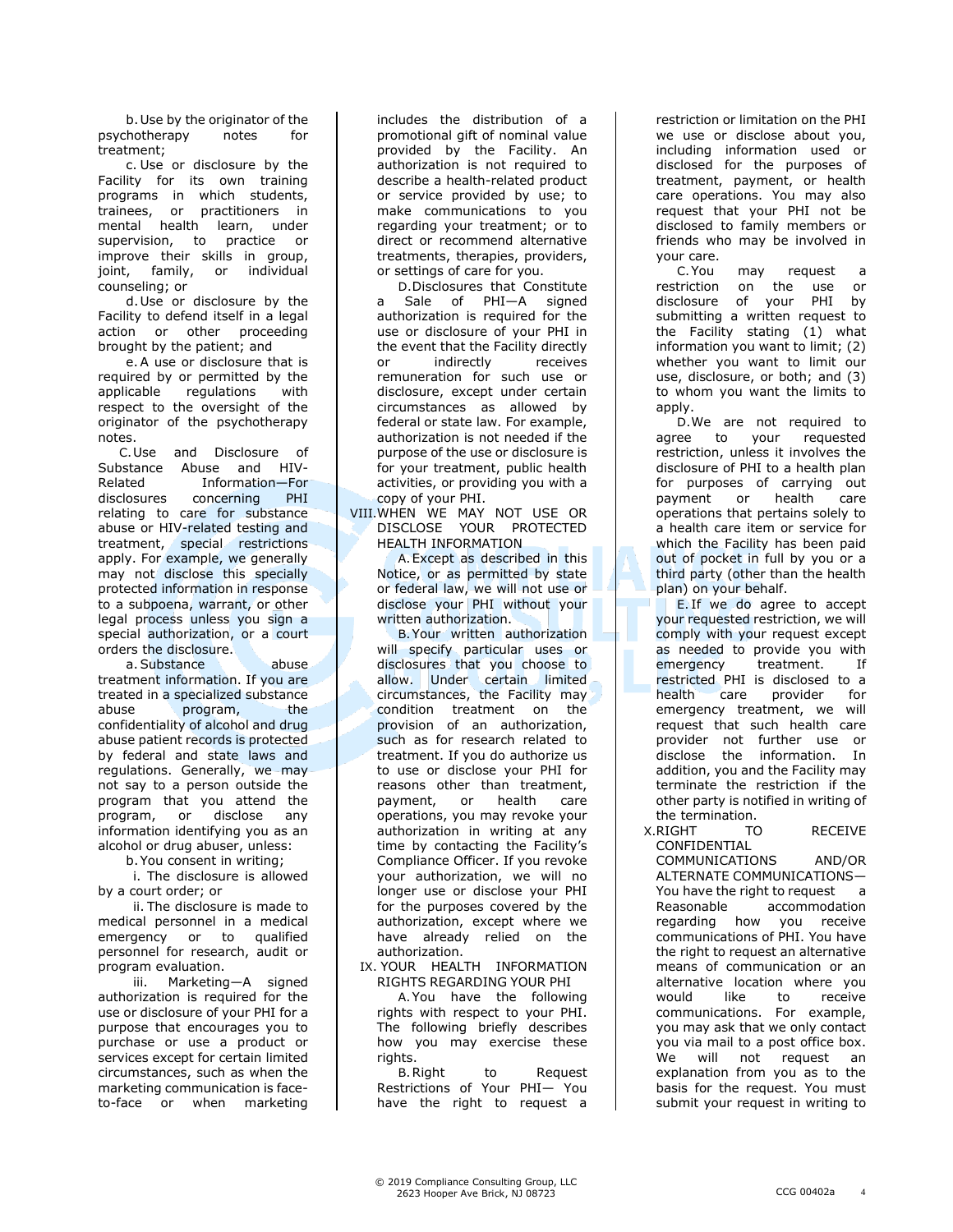b. Use by the originator of the psychotherapy notes for treatment;

c. Use or disclosure by the Facility for its own training programs in which students, trainees, or practitioners in mental health learn, under supervision, to practice or improve their skills in group, joint, family, or individual counseling; or

d. Use or disclosure by the Facility to defend itself in a legal action or other proceeding brought by the patient; and

e. A use or disclosure that is required by or permitted by the applicable regulations with respect to the oversight of the originator of the psychotherapy notes.

C. Use and Disclosure of Substance Abuse and HIV-Related Information—For disclosures concerning PHI relating to care for substance abuse or HIV-related testing and treatment, special restrictions apply. For example, we generally may not disclose this specially protected information in response to a subpoena, warrant, or other legal process unless you sign a special authorization, or a court orders the disclosure.

a. Substance abuse treatment information. If you are treated in a specialized substance abuse program, the confidentiality of alcohol and drug abuse patient records is protected by federal and state laws and regulations. Generally, we may not say to a person outside the program that you attend the program, or disclose any information identifying you as an alcohol or drug abuser, unless:

b. You consent in writing;

i. The disclosure is allowed by a court order; or

ii. The disclosure is made to medical personnel in a medical emergency or to qualified personnel for research, audit or program evaluation.

iii. Marketing—A signed authorization is required for the use or disclosure of your PHI for a purpose that encourages you to purchase or use a product or services except for certain limited circumstances, such as when the marketing communication is face-to-face or when marketing includes the distribution of a promotional gift of nominal value provided by the Facility. An authorization is not required to describe a health-related product or service provided by use; to make communications to you regarding your treatment; or to direct or recommend alternative treatments, therapies, providers, or settings of care for you.

D. Disclosures that Constitute a Sale of PHI—A signed authorization is required for the use or disclosure of your PHI in the event that the Facility directly or indirectly receives remuneration for such use or disclosure, except under certain circumstances as allowed by federal or state law. For example, authorization is not needed if the purpose of the use or disclosure is for your treatment, public health activities, or providing you with a copy of your PHI.

VIII. WHEN WE MAY NOT USE OR DISCLOSE YOUR PROTECTED HEALTH INFORMATION

A. Except as described in this Notice, or as permitted by state or federal law, we will not use or disclose your PHI without your written authorization.

B. Your written authorization will specify particular uses or disclosures that you choose to allow. Under certain limited circumstances, the Facility may condition treatment on the provision of an authorization, such as for research related to treatment. If you do authorize us to use or disclose your PHI for reasons other than treatment, payment, or health care operations, you may revoke your authorization in writing at any time by contacting the Facility's Compliance Officer. If you revoke your authorization, we will no longer use or disclose your PHI for the purposes covered by the authorization, except where we have already relied on the authorization.

IX. YOUR HEALTH INFORMATION RIGHTS REGARDING YOUR PHI

A. You have the following rights with respect to your PHI. The following briefly describes how you may exercise these rights.

B. Right to Request Restrictions of Your PHI— You have the right to request a restriction or limitation on the PHI we use or disclose about you, including information used or disclosed for the purposes of treatment, payment, or health care operations. You may also request that your PHI not be disclosed to family members or friends who may be involved in your care.

C. You may request a restriction on the use or disclosure of your PHI by submitting a written request to the Facility stating (1) what information you want to limit; (2) whether you want to limit our use, disclosure, or both; and (3) to whom you want the limits to apply.

D. We are not required to agree to your requested restriction, unless it involves the disclosure of PHI to a health plan for purposes of carrying out payment or health care operations that pertains solely to a health care item or service for which the Facility has been paid out of pocket in full by you or a third party (other than the health plan) on your behalf.

E. If we do agree to accept your requested restriction, we will comply with your request except as needed to provide you with emergency treatment. If restricted PHI is disclosed to a health care provider for emergency treatment, we will request that such health care provider not further use or disclose the information. In addition, you and the Facility may terminate the restriction if the other party is notified in writing of the termination.

X. RIGHT TO RECEIVE CONFIDENTIAL COMMUNICATIONS AND/OR ALTERNATE COMMUNICATIONS—You have the right to request a Reasonable accommodation regarding how you receive communications of PHI. You have the right to request an alternative means of communication or an alternative location where you would like to receive communications. For example, you may ask that we only contact you via mail to a post office box. We will not request an explanation from you as to the basis for the request. You must submit your request in writing to

© 2019 Compliance Consulting Group, LLC
2623 Hooper Ave Brick, NJ 08723

CCG 00402a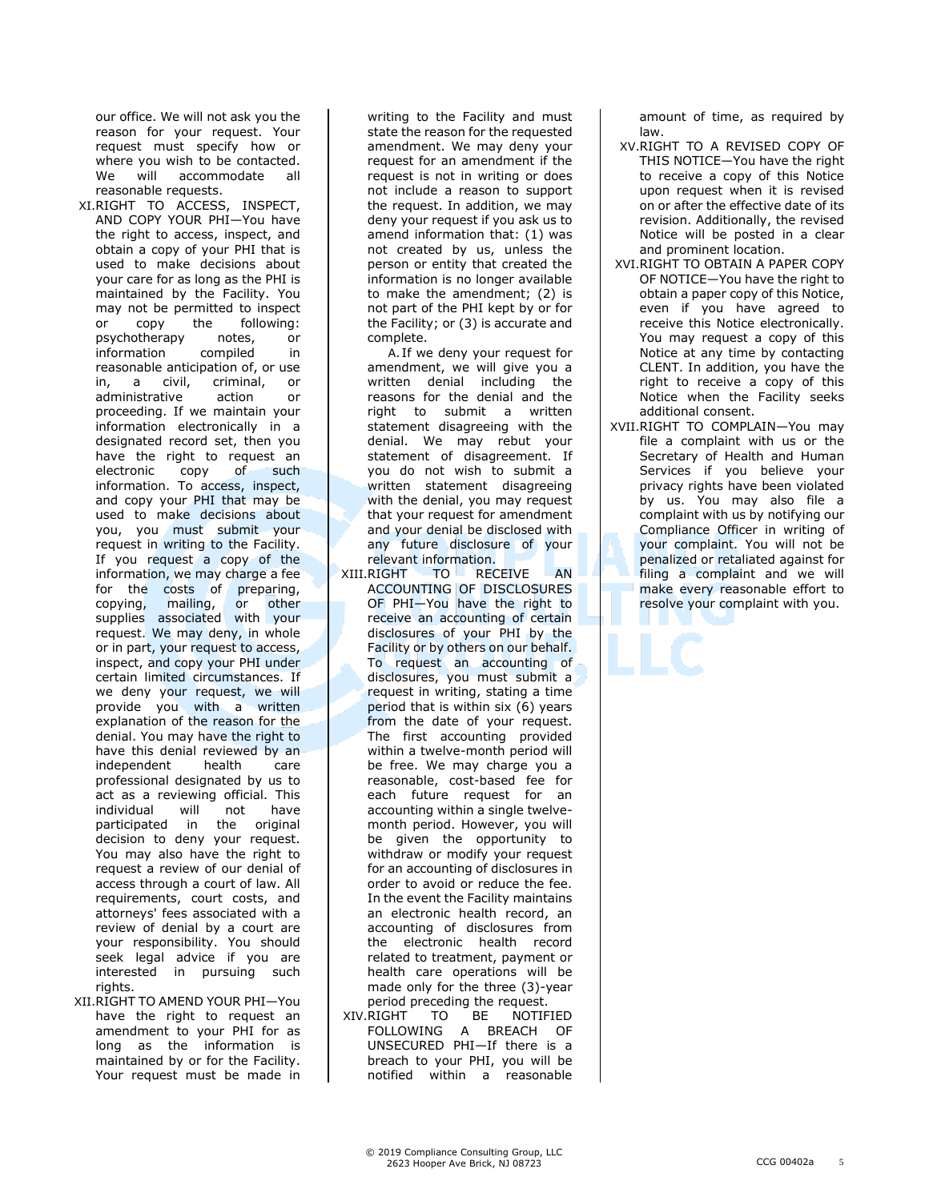our office. We will not ask you the reason for your request. Your request must specify how or where you wish to be contacted. We will accommodate all reasonable requests.

XI. RIGHT TO ACCESS, INSPECT, AND COPY YOUR PHI—You have the right to access, inspect, and obtain a copy of your PHI that is used to make decisions about your care for as long as the PHI is maintained by the Facility. You may not be permitted to inspect or copy the following: psychotherapy notes, or information compiled in reasonable anticipation of, or use in, a civil, criminal, or administrative action or proceeding. If we maintain your information electronically in a designated record set, then you have the right to request an electronic copy of such information. To access, inspect, and copy your PHI that may be used to make decisions about you, you must submit your request in writing to the Facility. If you request a copy of the information, we may charge a fee for the costs of preparing, copying, mailing, or other supplies associated with your request. We may deny, in whole or in part, your request to access, inspect, and copy your PHI under certain limited circumstances. If we deny your request, we will provide you with a written explanation of the reason for the denial. You may have the right to have this denial reviewed by an independent health care professional designated by us to act as a reviewing official. This individual will not have participated in the original decision to deny your request. You may also have the right to request a review of our denial of access through a court of law. All requirements, court costs, and attorneys' fees associated with a review of denial by a court are your responsibility. You should seek legal advice if you are interested in pursuing such rights.

XII. RIGHT TO AMEND YOUR PHI—You have the right to request an amendment to your PHI for as long as the information is maintained by or for the Facility. Your request must be made in writing to the Facility and must state the reason for the requested amendment. We may deny your request for an amendment if the request is not in writing or does not include a reason to support the request. In addition, we may deny your request if you ask us to amend information that: (1) was not created by us, unless the person or entity that created the information is no longer available to make the amendment; (2) is not part of the PHI kept by or for the Facility; or (3) is accurate and complete.

A. If we deny your request for amendment, we will give you a written denial including the reasons for the denial and the right to submit a written statement disagreeing with the denial. We may rebut your statement of disagreement. If you do not wish to submit a written statement disagreeing with the denial, you may request that your request for amendment and your denial be disclosed with any future disclosure of your relevant information.

XIII. RIGHT TO RECEIVE AN ACCOUNTING OF DISCLOSURES OF PHI—You have the right to receive an accounting of certain disclosures of your PHI by the Facility or by others on our behalf. To request an accounting of disclosures, you must submit a request in writing, stating a time period that is within six (6) years from the date of your request. The first accounting provided within a twelve-month period will be free. We may charge you a reasonable, cost-based fee for each future request for an accounting within a single twelve-month period. However, you will be given the opportunity to withdraw or modify your request for an accounting of disclosures in order to avoid or reduce the fee. In the event the Facility maintains an electronic health record, an accounting of disclosures from the electronic health record related to treatment, payment or health care operations will be made only for the three (3)-year period preceding the request.

XIV. RIGHT TO BE NOTIFIED FOLLOWING A BREACH OF UNSECURED PHI—If there is a breach to your PHI, you will be notified within a reasonable amount of time, as required by law.

XV. RIGHT TO A REVISED COPY OF THIS NOTICE—You have the right to receive a copy of this Notice upon request when it is revised on or after the effective date of its revision. Additionally, the revised Notice will be posted in a clear and prominent location.

XVI. RIGHT TO OBTAIN A PAPER COPY OF NOTICE—You have the right to obtain a paper copy of this Notice, even if you have agreed to receive this Notice electronically. You may request a copy of this Notice at any time by contacting CLENT. In addition, you have the right to receive a copy of this Notice when the Facility seeks additional consent.

XVII. RIGHT TO COMPLAIN—You may file a complaint with us or the Secretary of Health and Human Services if you believe your privacy rights have been violated by us. You may also file a complaint with us by notifying our Compliance Officer in writing of your complaint. You will not be penalized or retaliated against for filing a complaint and we will make every reasonable effort to resolve your complaint with you.

© 2019 Compliance Consulting Group, LLC
2623 Hooper Ave Brick, NJ 08723

CCG 00402a